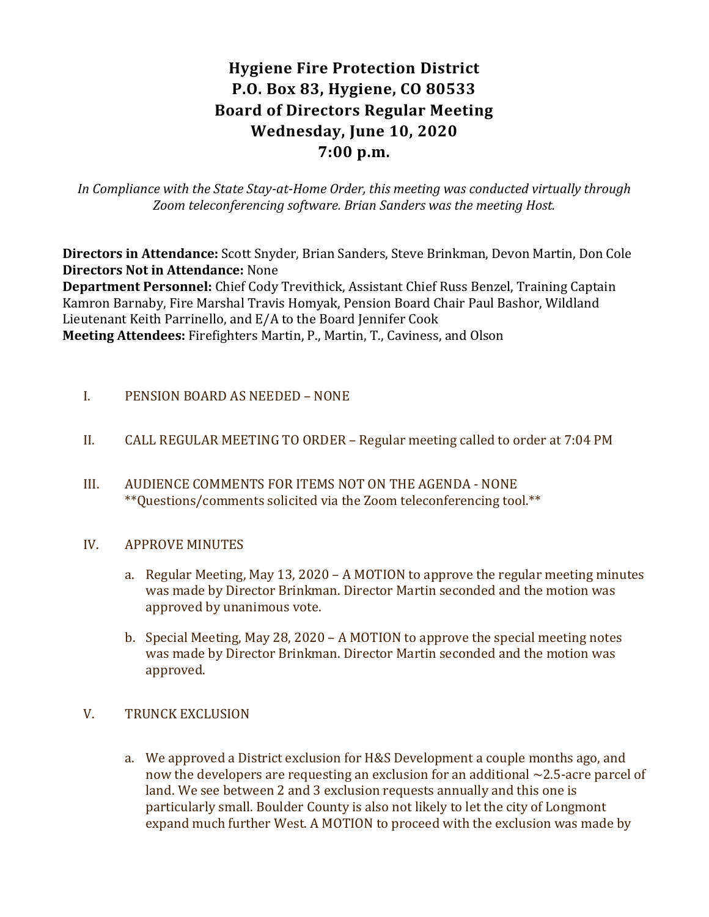# Hygiene Fire Protection District
# P.O. Box 83, Hygiene, CO 80533
# Board of Directors Regular Meeting
# Wednesday, June 10, 2020
# 7:00 p.m.

*In Compliance with the State Stay-at-Home Order, this meeting was conducted virtually through Zoom teleconferencing software. Brian Sanders was the meeting Host.*

**Directors in Attendance:** Scott Snyder, Brian Sanders, Steve Brinkman, Devon Martin, Don Cole
**Directors Not in Attendance:** None
**Department Personnel:** Chief Cody Trevithick, Assistant Chief Russ Benzel, Training Captain Kamron Barnaby, Fire Marshal Travis Homyak, Pension Board Chair Paul Bashor, Wildland Lieutenant Keith Parrinello, and E/A to the Board Jennifer Cook
**Meeting Attendees:** Firefighters Martin, P., Martin, T., Caviness, and Olson

I. PENSION BOARD AS NEEDED – NONE

II. CALL REGULAR MEETING TO ORDER – Regular meeting called to order at 7:04 PM

III. AUDIENCE COMMENTS FOR ITEMS NOT ON THE AGENDA - NONE
**Questions/comments solicited via the Zoom teleconferencing tool.**

IV. APPROVE MINUTES

a. Regular Meeting, May 13, 2020 – A MOTION to approve the regular meeting minutes was made by Director Brinkman. Director Martin seconded and the motion was approved by unanimous vote.

b. Special Meeting, May 28, 2020 – A MOTION to approve the special meeting notes was made by Director Brinkman. Director Martin seconded and the motion was approved.

V. TRUNCK EXCLUSION

a. We approved a District exclusion for H&S Development a couple months ago, and now the developers are requesting an exclusion for an additional ~2.5-acre parcel of land. We see between 2 and 3 exclusion requests annually and this one is particularly small. Boulder County is also not likely to let the city of Longmont expand much further West. A MOTION to proceed with the exclusion was made by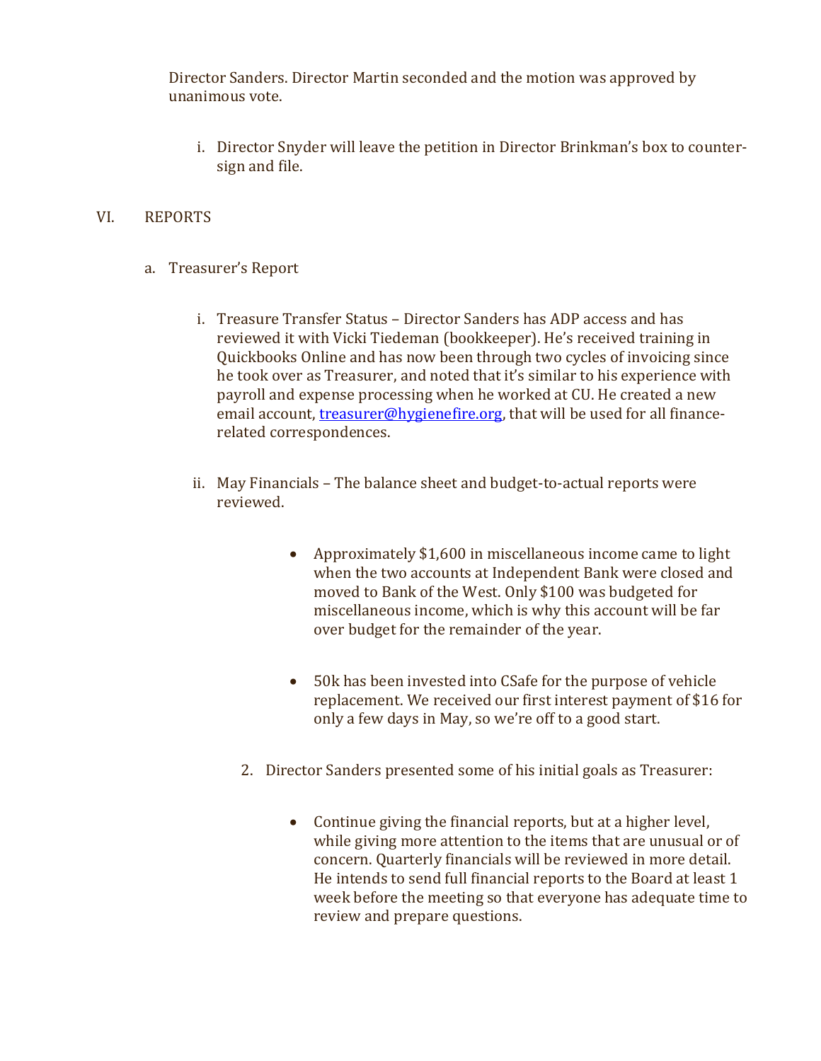Director Sanders. Director Martin seconded and the motion was approved by unanimous vote.

i. Director Snyder will leave the petition in Director Brinkman's box to counter-sign and file.

VI. REPORTS

a. Treasurer's Report

i. Treasure Transfer Status – Director Sanders has ADP access and has reviewed it with Vicki Tiedeman (bookkeeper). He's received training in Quickbooks Online and has now been through two cycles of invoicing since he took over as Treasurer, and noted that it's similar to his experience with payroll and expense processing when he worked at CU. He created a new email account, [treasurer@hygienefire.org](mailto:treasurer@hygienefire.org), that will be used for all finance-related correspondences.

ii. May Financials – The balance sheet and budget-to-actual reports were reviewed.

- Approximately $1,600 in miscellaneous income came to light when the two accounts at Independent Bank were closed and moved to Bank of the West. Only $100 was budgeted for miscellaneous income, which is why this account will be far over budget for the remainder of the year.

- 50k has been invested into CSafe for the purpose of vehicle replacement. We received our first interest payment of $16 for only a few days in May, so we're off to a good start.

2. Director Sanders presented some of his initial goals as Treasurer:

- Continue giving the financial reports, but at a higher level, while giving more attention to the items that are unusual or of concern. Quarterly financials will be reviewed in more detail. He intends to send full financial reports to the Board at least 1 week before the meeting so that everyone has adequate time to review and prepare questions.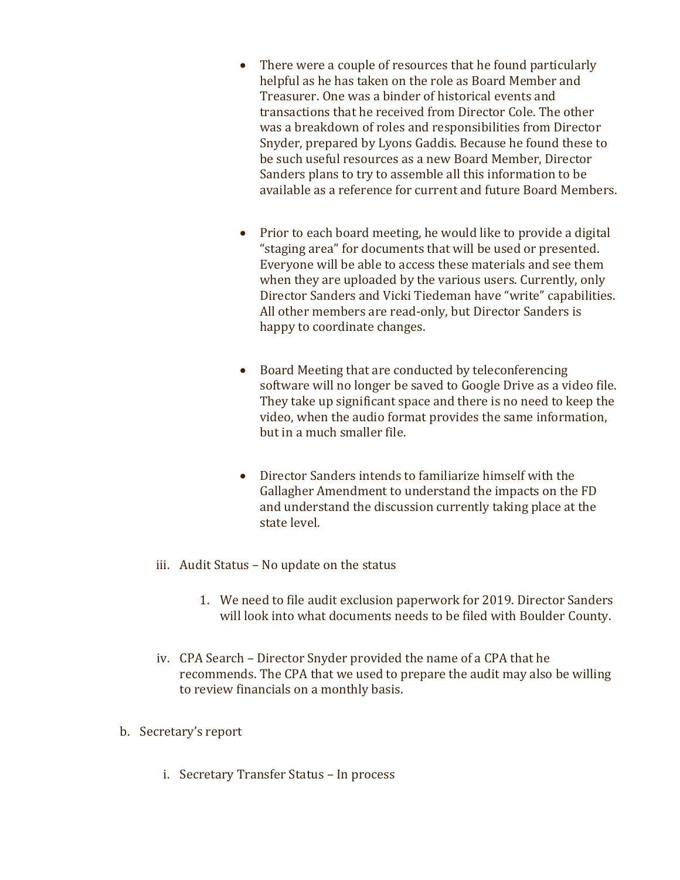- There were a couple of resources that he found particularly helpful as he has taken on the role as Board Member and Treasurer. One was a binder of historical events and transactions that he received from Director Cole. The other was a breakdown of roles and responsibilities from Director Snyder, prepared by Lyons Gaddis. Because he found these to be such useful resources as a new Board Member, Director Sanders plans to try to assemble all this information to be available as a reference for current and future Board Members.

- Prior to each board meeting, he would like to provide a digital "staging area" for documents that will be used or presented. Everyone will be able to access these materials and see them when they are uploaded by the various users. Currently, only Director Sanders and Vicki Tiedeman have "write" capabilities. All other members are read-only, but Director Sanders is happy to coordinate changes.

- Board Meeting that are conducted by teleconferencing software will no longer be saved to Google Drive as a video file. They take up significant space and there is no need to keep the video, when the audio format provides the same information, but in a much smaller file.

- Director Sanders intends to familiarize himself with the Gallagher Amendment to understand the impacts on the FD and understand the discussion currently taking place at the state level.

iii. Audit Status – No update on the status

1. We need to file audit exclusion paperwork for 2019. Director Sanders will look into what documents needs to be filed with Boulder County.

iv. CPA Search – Director Snyder provided the name of a CPA that he recommends. The CPA that we used to prepare the audit may also be willing to review financials on a monthly basis.

b. Secretary's report

i. Secretary Transfer Status – In process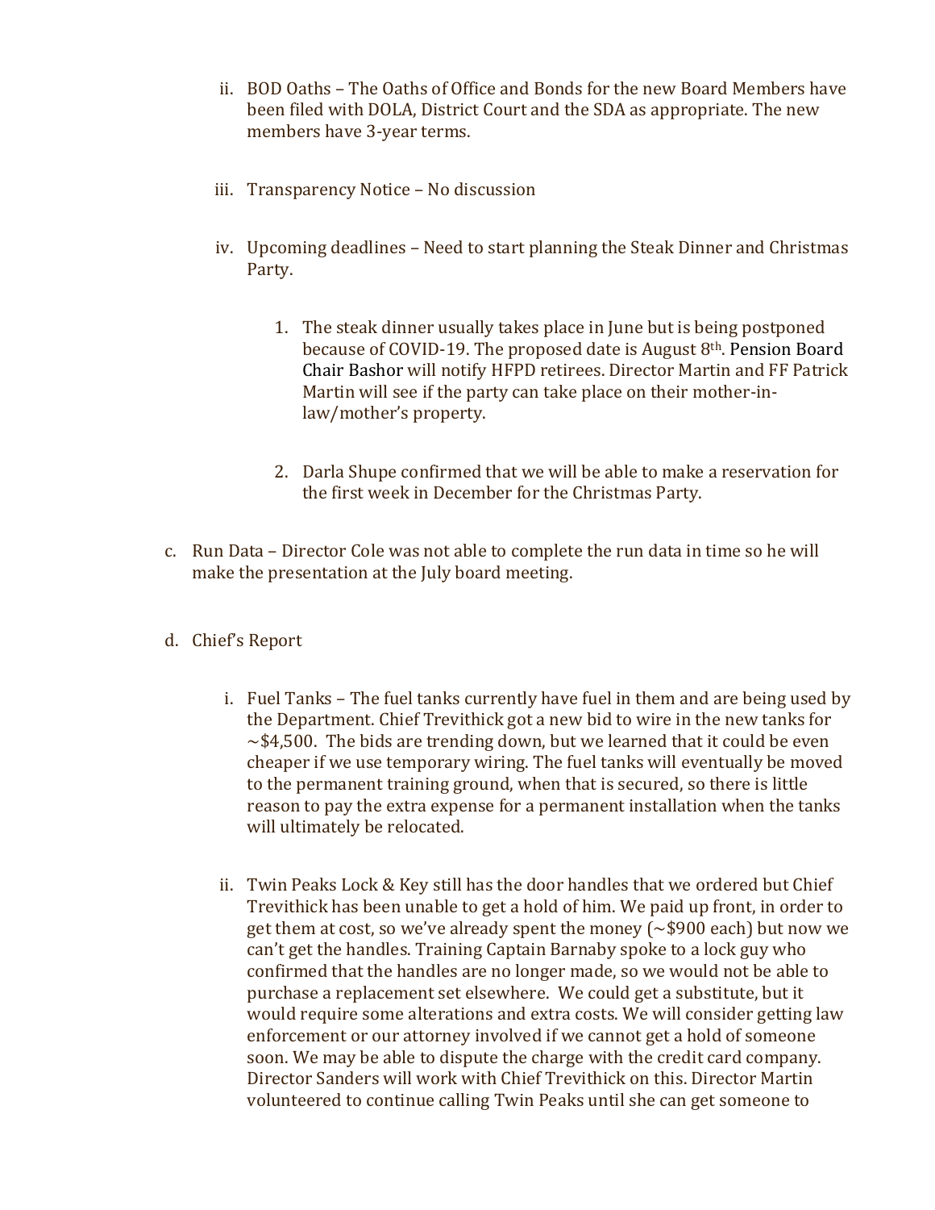ii. BOD Oaths – The Oaths of Office and Bonds for the new Board Members have been filed with DOLA, District Court and the SDA as appropriate. The new members have 3-year terms.

iii. Transparency Notice – No discussion

iv. Upcoming deadlines – Need to start planning the Steak Dinner and Christmas Party.

1. The steak dinner usually takes place in June but is being postponed because of COVID-19. The proposed date is August 8th. Pension Board Chair Bashor will notify HFPD retirees. Director Martin and FF Patrick Martin will see if the party can take place on their mother-in-law/mother's property.

2. Darla Shupe confirmed that we will be able to make a reservation for the first week in December for the Christmas Party.

c. Run Data – Director Cole was not able to complete the run data in time so he will make the presentation at the July board meeting.

d. Chief's Report

i. Fuel Tanks – The fuel tanks currently have fuel in them and are being used by the Department. Chief Trevithick got a new bid to wire in the new tanks for ~$4,500. The bids are trending down, but we learned that it could be even cheaper if we use temporary wiring. The fuel tanks will eventually be moved to the permanent training ground, when that is secured, so there is little reason to pay the extra expense for a permanent installation when the tanks will ultimately be relocated.

ii. Twin Peaks Lock & Key still has the door handles that we ordered but Chief Trevithick has been unable to get a hold of him. We paid up front, in order to get them at cost, so we've already spent the money (~$900 each) but now we can't get the handles. Training Captain Barnaby spoke to a lock guy who confirmed that the handles are no longer made, so we would not be able to purchase a replacement set elsewhere. We could get a substitute, but it would require some alterations and extra costs. We will consider getting law enforcement or our attorney involved if we cannot get a hold of someone soon. We may be able to dispute the charge with the credit card company. Director Sanders will work with Chief Trevithick on this. Director Martin volunteered to continue calling Twin Peaks until she can get someone to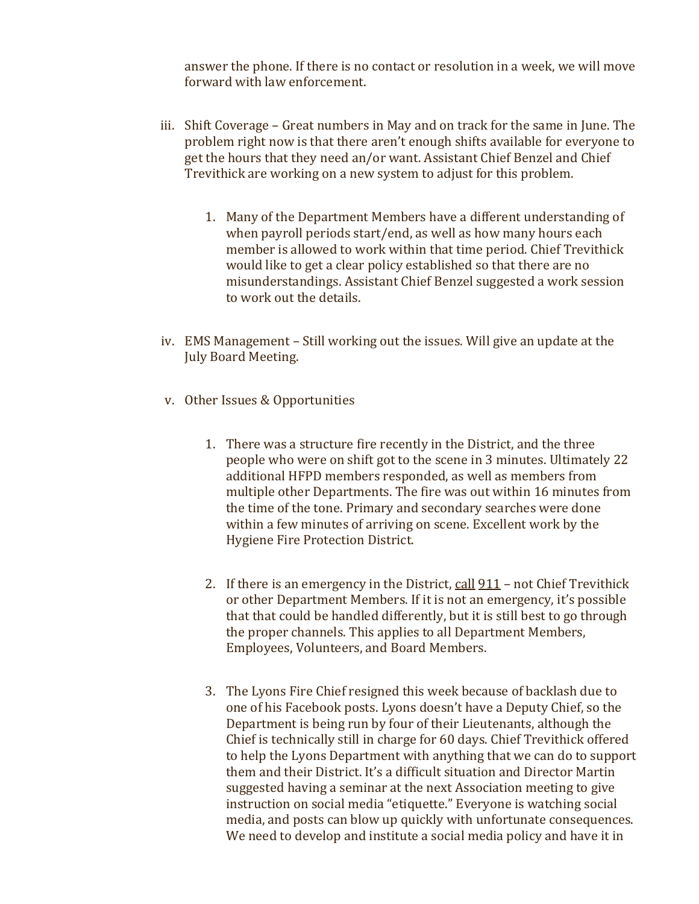answer the phone. If there is no contact or resolution in a week, we will move forward with law enforcement.

iii. Shift Coverage – Great numbers in May and on track for the same in June. The problem right now is that there aren't enough shifts available for everyone to get the hours that they need an/or want. Assistant Chief Benzel and Chief Trevithick are working on a new system to adjust for this problem.

   1. Many of the Department Members have a different understanding of when payroll periods start/end, as well as how many hours each member is allowed to work within that time period. Chief Trevithick would like to get a clear policy established so that there are no misunderstandings. Assistant Chief Benzel suggested a work session to work out the details.

iv. EMS Management – Still working out the issues. Will give an update at the July Board Meeting.

v. Other Issues & Opportunities

   1. There was a structure fire recently in the District, and the three people who were on shift got to the scene in 3 minutes. Ultimately 22 additional HFPD members responded, as well as members from multiple other Departments. The fire was out within 16 minutes from the time of the tone. Primary and secondary searches were done within a few minutes of arriving on scene. Excellent work by the Hygiene Fire Protection District.

   2. If there is an emergency in the District, call 911 – not Chief Trevithick or other Department Members. If it is not an emergency, it's possible that that could be handled differently, but it is still best to go through the proper channels. This applies to all Department Members, Employees, Volunteers, and Board Members.

   3. The Lyons Fire Chief resigned this week because of backlash due to one of his Facebook posts. Lyons doesn't have a Deputy Chief, so the Department is being run by four of their Lieutenants, although the Chief is technically still in charge for 60 days. Chief Trevithick offered to help the Lyons Department with anything that we can do to support them and their District. It's a difficult situation and Director Martin suggested having a seminar at the next Association meeting to give instruction on social media "etiquette." Everyone is watching social media, and posts can blow up quickly with unfortunate consequences. We need to develop and institute a social media policy and have it in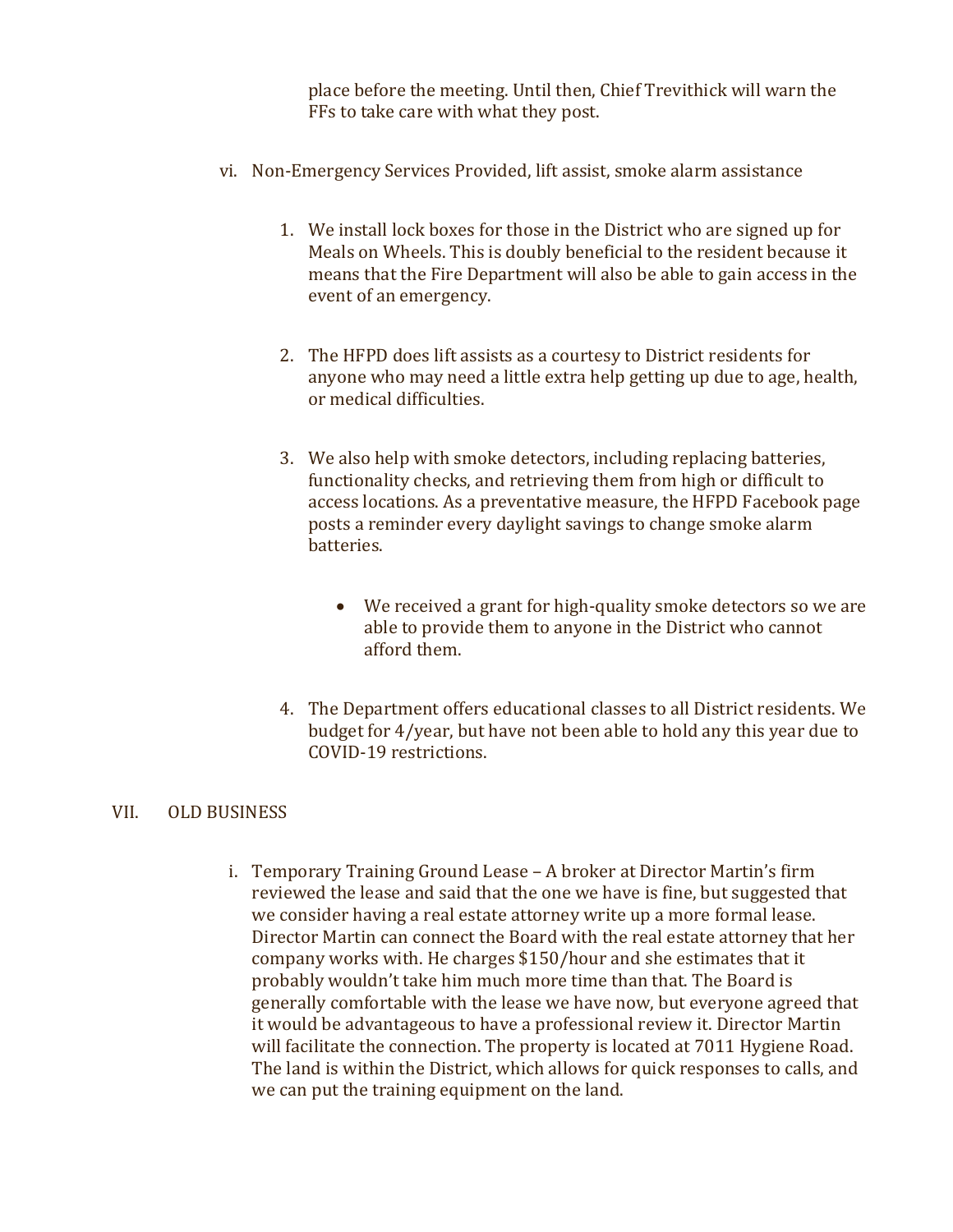place before the meeting. Until then, Chief Trevithick will warn the FFs to take care with what they post.

vi. Non-Emergency Services Provided, lift assist, smoke alarm assistance

1. We install lock boxes for those in the District who are signed up for Meals on Wheels. This is doubly beneficial to the resident because it means that the Fire Department will also be able to gain access in the event of an emergency.

2. The HFPD does lift assists as a courtesy to District residents for anyone who may need a little extra help getting up due to age, health, or medical difficulties.

3. We also help with smoke detectors, including replacing batteries, functionality checks, and retrieving them from high or difficult to access locations. As a preventative measure, the HFPD Facebook page posts a reminder every daylight savings to change smoke alarm batteries.

   - We received a grant for high-quality smoke detectors so we are able to provide them to anyone in the District who cannot afford them.

4. The Department offers educational classes to all District residents. We budget for 4/year, but have not been able to hold any this year due to COVID-19 restrictions.

## VII. OLD BUSINESS

i. Temporary Training Ground Lease – A broker at Director Martin's firm reviewed the lease and said that the one we have is fine, but suggested that we consider having a real estate attorney write up a more formal lease. Director Martin can connect the Board with the real estate attorney that her company works with. He charges $150/hour and she estimates that it probably wouldn't take him much more time than that. The Board is generally comfortable with the lease we have now, but everyone agreed that it would be advantageous to have a professional review it. Director Martin will facilitate the connection. The property is located at 7011 Hygiene Road. The land is within the District, which allows for quick responses to calls, and we can put the training equipment on the land.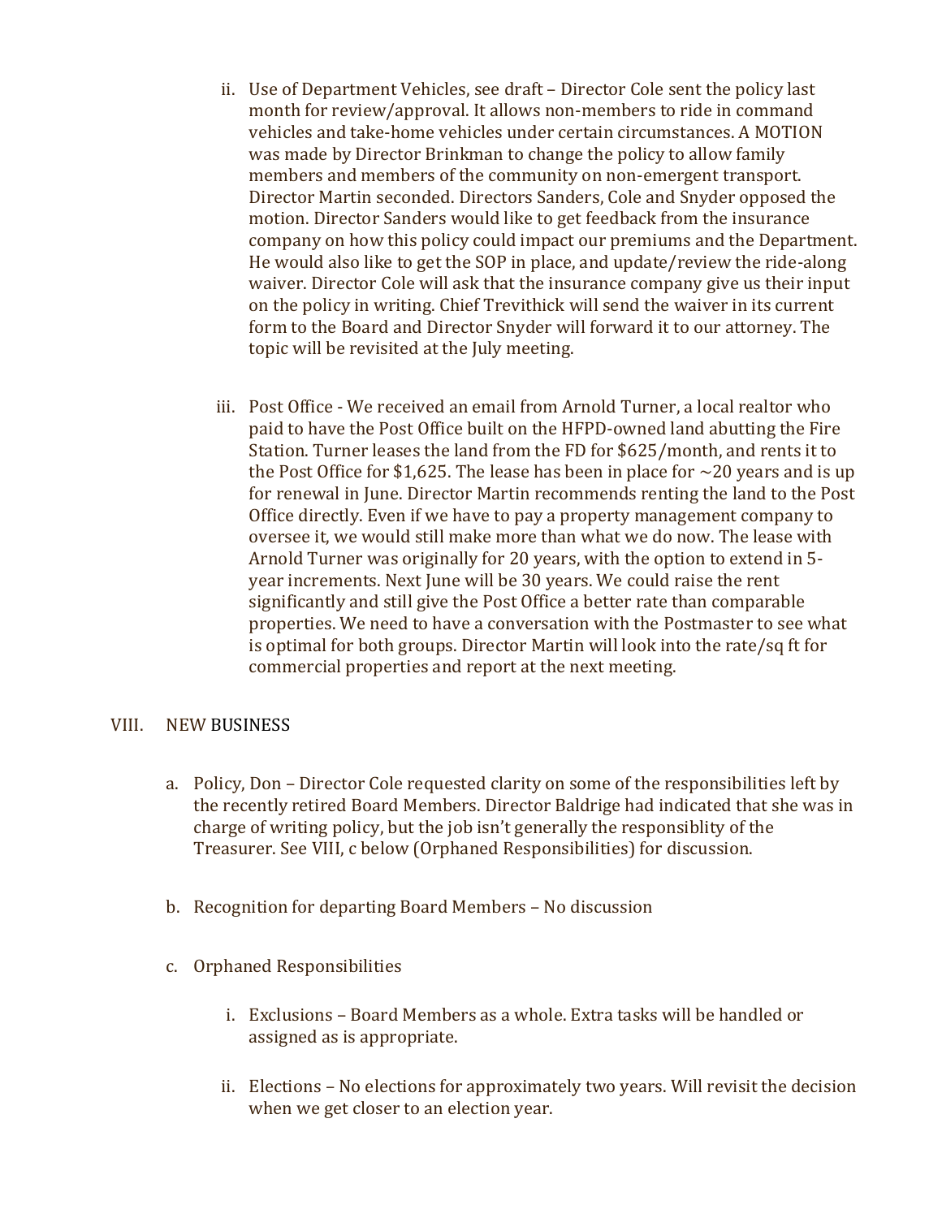ii. Use of Department Vehicles, see draft – Director Cole sent the policy last month for review/approval. It allows non-members to ride in command vehicles and take-home vehicles under certain circumstances. A MOTION was made by Director Brinkman to change the policy to allow family members and members of the community on non-emergent transport. Director Martin seconded. Directors Sanders, Cole and Snyder opposed the motion. Director Sanders would like to get feedback from the insurance company on how this policy could impact our premiums and the Department. He would also like to get the SOP in place, and update/review the ride-along waiver. Director Cole will ask that the insurance company give us their input on the policy in writing. Chief Trevithick will send the waiver in its current form to the Board and Director Snyder will forward it to our attorney. The topic will be revisited at the July meeting.

iii. Post Office - We received an email from Arnold Turner, a local realtor who paid to have the Post Office built on the HFPD-owned land abutting the Fire Station. Turner leases the land from the FD for $625/month, and rents it to the Post Office for $1,625. The lease has been in place for ~20 years and is up for renewal in June. Director Martin recommends renting the land to the Post Office directly. Even if we have to pay a property management company to oversee it, we would still make more than what we do now. The lease with Arnold Turner was originally for 20 years, with the option to extend in 5-year increments. Next June will be 30 years. We could raise the rent significantly and still give the Post Office a better rate than comparable properties. We need to have a conversation with the Postmaster to see what is optimal for both groups. Director Martin will look into the rate/sq ft for commercial properties and report at the next meeting.

## VIII. NEW BUSINESS

a. Policy, Don – Director Cole requested clarity on some of the responsibilities left by the recently retired Board Members. Director Baldrige had indicated that she was in charge of writing policy, but the job isn't generally the responsiblity of the Treasurer. See VIII, c below (Orphaned Responsibilities) for discussion.

b. Recognition for departing Board Members – No discussion

c. Orphaned Responsibilities

i. Exclusions – Board Members as a whole. Extra tasks will be handled or assigned as is appropriate.

ii. Elections – No elections for approximately two years. Will revisit the decision when we get closer to an election year.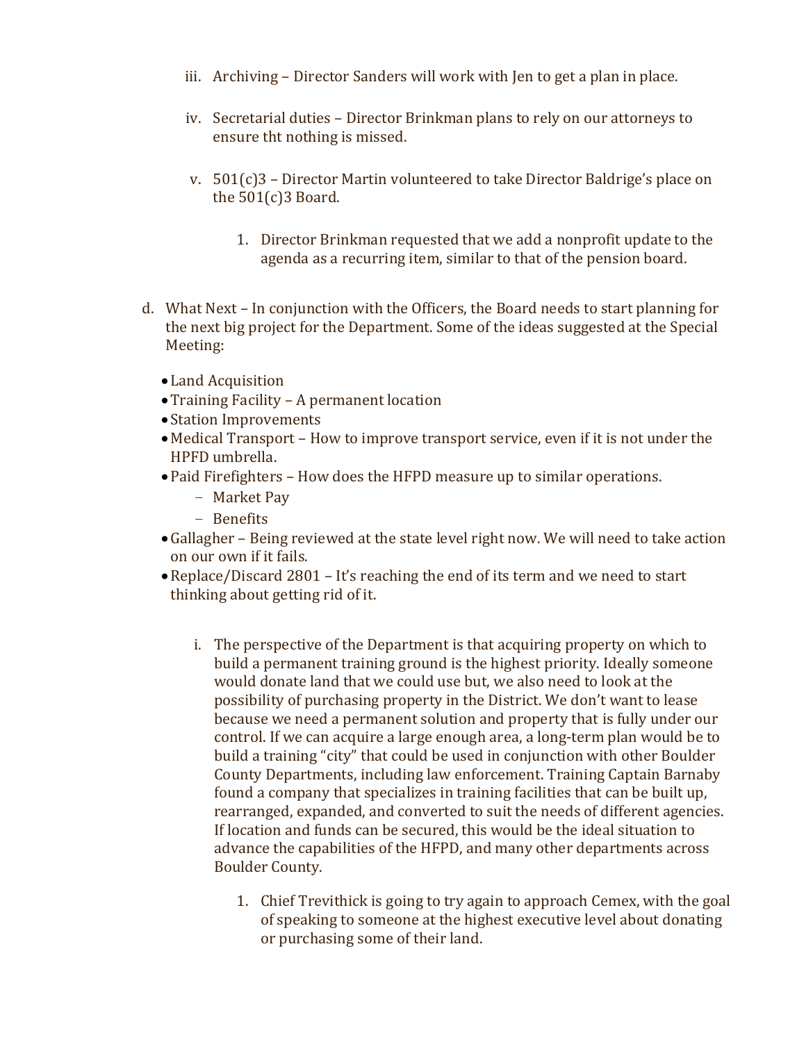iii. Archiving – Director Sanders will work with Jen to get a plan in place.

iv. Secretarial duties – Director Brinkman plans to rely on our attorneys to ensure tht nothing is missed.

v. 501(c)3 – Director Martin volunteered to take Director Baldrige's place on the 501(c)3 Board.

   1. Director Brinkman requested that we add a nonprofit update to the agenda as a recurring item, similar to that of the pension board.

d. What Next – In conjunction with the Officers, the Board needs to start planning for the next big project for the Department. Some of the ideas suggested at the Special Meeting:

- Land Acquisition
- Training Facility – A permanent location
- Station Improvements
- Medical Transport – How to improve transport service, even if it is not under the HPFD umbrella.
- Paid Firefighters – How does the HFPD measure up to similar operations.
  - Market Pay
  - Benefits
- Gallagher – Being reviewed at the state level right now. We will need to take action on our own if it fails.
- Replace/Discard 2801 – It's reaching the end of its term and we need to start thinking about getting rid of it.

   i. The perspective of the Department is that acquiring property on which to build a permanent training ground is the highest priority. Ideally someone would donate land that we could use but, we also need to look at the possibility of purchasing property in the District. We don't want to lease because we need a permanent solution and property that is fully under our control. If we can acquire a large enough area, a long-term plan would be to build a training "city" that could be used in conjunction with other Boulder County Departments, including law enforcement. Training Captain Barnaby found a company that specializes in training facilities that can be built up, rearranged, expanded, and converted to suit the needs of different agencies. If location and funds can be secured, this would be the ideal situation to advance the capabilities of the HFPD, and many other departments across Boulder County.

      1. Chief Trevithick is going to try again to approach Cemex, with the goal of speaking to someone at the highest executive level about donating or purchasing some of their land.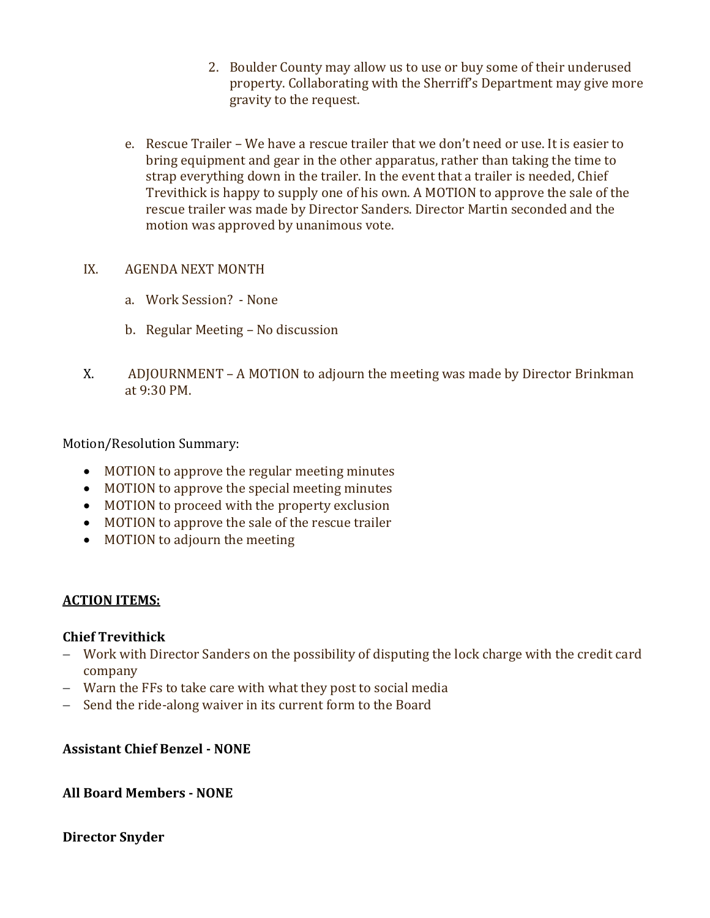2. Boulder County may allow us to use or buy some of their underused property. Collaborating with the Sherriff's Department may give more gravity to the request.

e. Rescue Trailer – We have a rescue trailer that we don't need or use. It is easier to bring equipment and gear in the other apparatus, rather than taking the time to strap everything down in the trailer. In the event that a trailer is needed, Chief Trevithick is happy to supply one of his own. A MOTION to approve the sale of the rescue trailer was made by Director Sanders. Director Martin seconded and the motion was approved by unanimous vote.

IX. AGENDA NEXT MONTH

a. Work Session? - None

b. Regular Meeting – No discussion

X. ADJOURNMENT – A MOTION to adjourn the meeting was made by Director Brinkman at 9:30 PM.

Motion/Resolution Summary:

- MOTION to approve the regular meeting minutes
- MOTION to approve the special meeting minutes
- MOTION to proceed with the property exclusion
- MOTION to approve the sale of the rescue trailer
- MOTION to adjourn the meeting

**ACTION ITEMS:**

**Chief Trevithick**

– Work with Director Sanders on the possibility of disputing the lock charge with the credit card company
– Warn the FFs to take care with what they post to social media
– Send the ride-along waiver in its current form to the Board

**Assistant Chief Benzel - NONE**

**All Board Members - NONE**

**Director Snyder**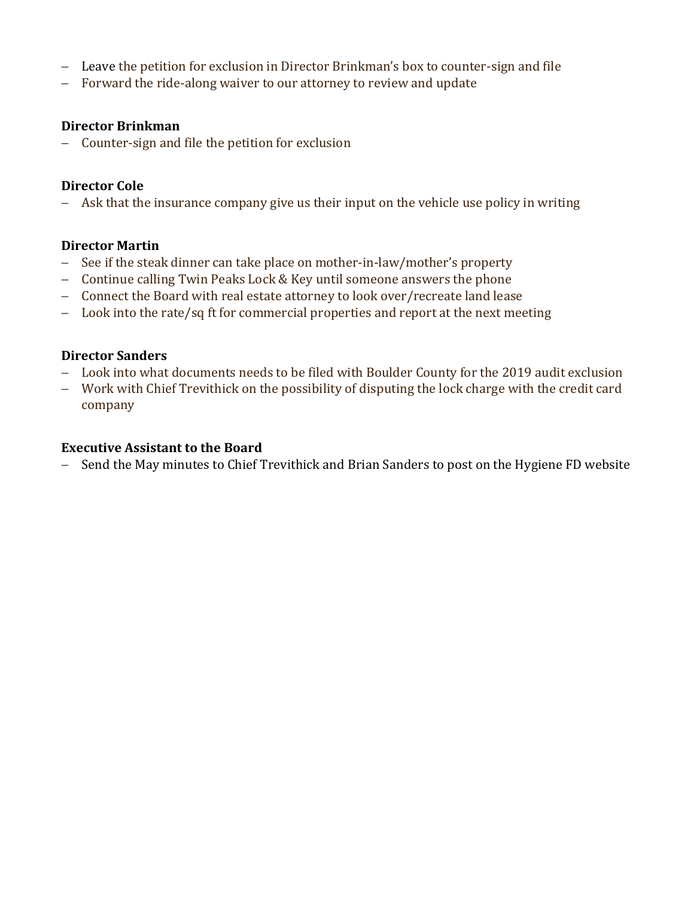- Leave the petition for exclusion in Director Brinkman's box to counter-sign and file
- Forward the ride-along waiver to our attorney to review and update

**Director Brinkman**
- Counter-sign and file the petition for exclusion

**Director Cole**
- Ask that the insurance company give us their input on the vehicle use policy in writing

**Director Martin**
- See if the steak dinner can take place on mother-in-law/mother's property
- Continue calling Twin Peaks Lock & Key until someone answers the phone
- Connect the Board with real estate attorney to look over/recreate land lease
- Look into the rate/sq ft for commercial properties and report at the next meeting

**Director Sanders**
- Look into what documents needs to be filed with Boulder County for the 2019 audit exclusion
- Work with Chief Trevithick on the possibility of disputing the lock charge with the credit card company

**Executive Assistant to the Board**
- Send the May minutes to Chief Trevithick and Brian Sanders to post on the Hygiene FD website